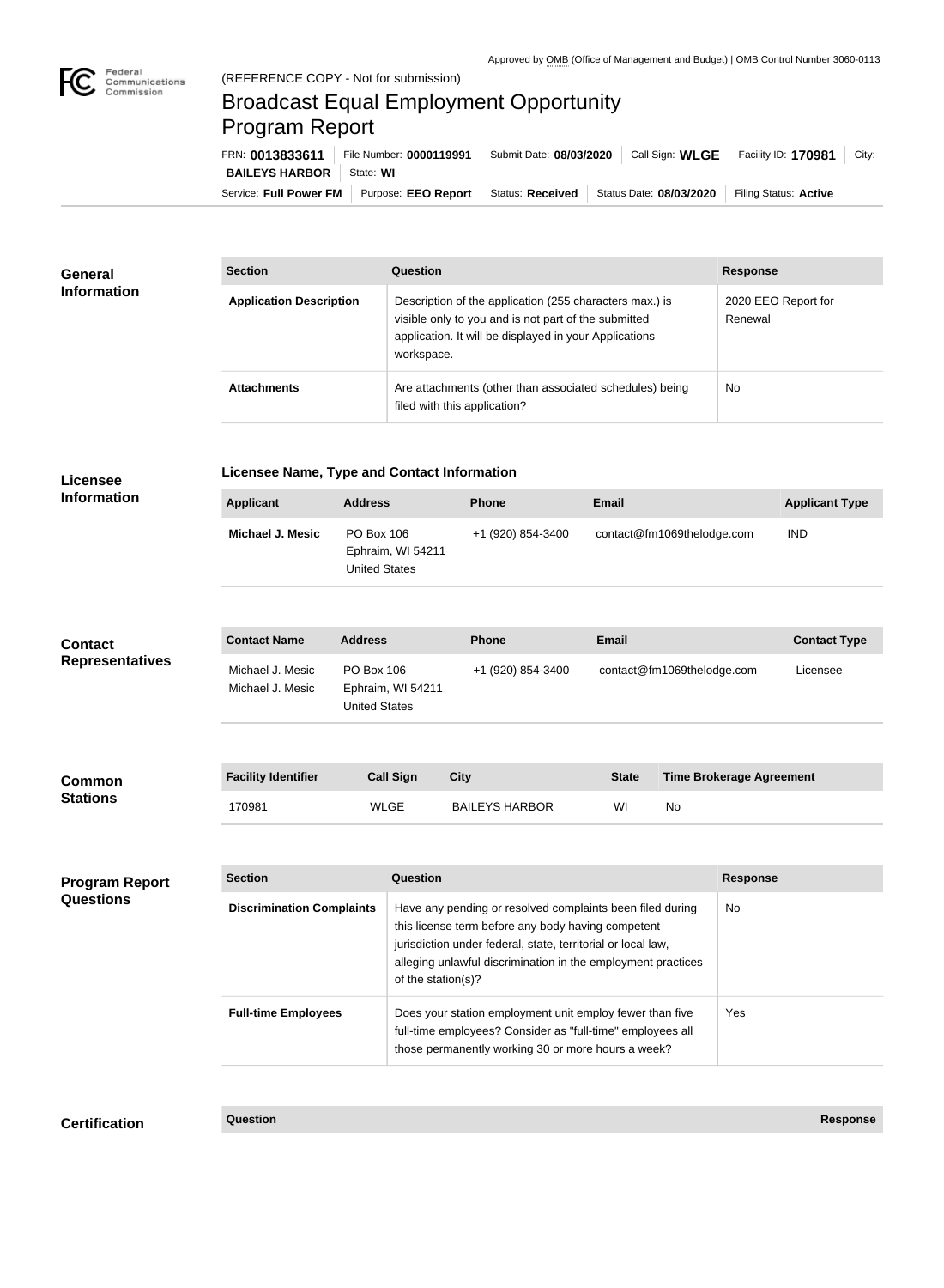Approved by OMB (Office of Management and Budget) | OMB Control Number 3060-0113

(REFERENCE COPY - Not for submission)

# Broadcast Equal Employment Opportunity Program Report

FRN: **0013833611** | File Number: **0000119991** | Submit Date: **08/03/2020** | Call Sign: **WLGE** | Facility ID: **170981** | City: **BAILEYS HARBOR** | State: **WI**

Service: **Full Power FM** | Purpose: **EEO Report** | Status: **Received** | Status Date: **08/03/2020** | Filing Status: **Active**

## General Information

| Section | Question | Response |
| --- | --- | --- |
| Application Description | Description of the application (255 characters max.) is visible only to you and is not part of the submitted application. It will be displayed in your Applications workspace. | 2020 EEO Report for Renewal |
| Attachments | Are attachments (other than associated schedules) being filed with this application? | No |

## Licensee Information

**Licensee Name, Type and Contact Information**

| Applicant | Address | Phone | Email | Applicant Type |
| --- | --- | --- | --- | --- |
| Michael J. Mesic | PO Box 106<br>Ephraim, WI 54211<br>United States | +1 (920) 854-3400 | contact@fm1069thelodge.com | IND |

## Contact Representatives

| Contact Name | Address | Phone | Email | Contact Type |
| --- | --- | --- | --- | --- |
| Michael J. Mesic<br>Michael J. Mesic | PO Box 106<br>Ephraim, WI 54211<br>United States | +1 (920) 854-3400 | contact@fm1069thelodge.com | Licensee |

## Common Stations

| Facility Identifier | Call Sign | City | State | Time Brokerage Agreement |
| --- | --- | --- | --- | --- |
| 170981 | WLGE | BAILEYS HARBOR | WI | No |

## Program Report Questions

| Section | Question | Response |
| --- | --- | --- |
| Discrimination Complaints | Have any pending or resolved complaints been filed during this license term before any body having competent jurisdiction under federal, state, territorial or local law, alleging unlawful discrimination in the employment practices of the station(s)? | No |
| Full-time Employees | Does your station employment unit employ fewer than five full-time employees? Consider as "full-time" employees all those permanently working 30 or more hours a week? | Yes |

## Certification

| Question | Response |
| --- | --- |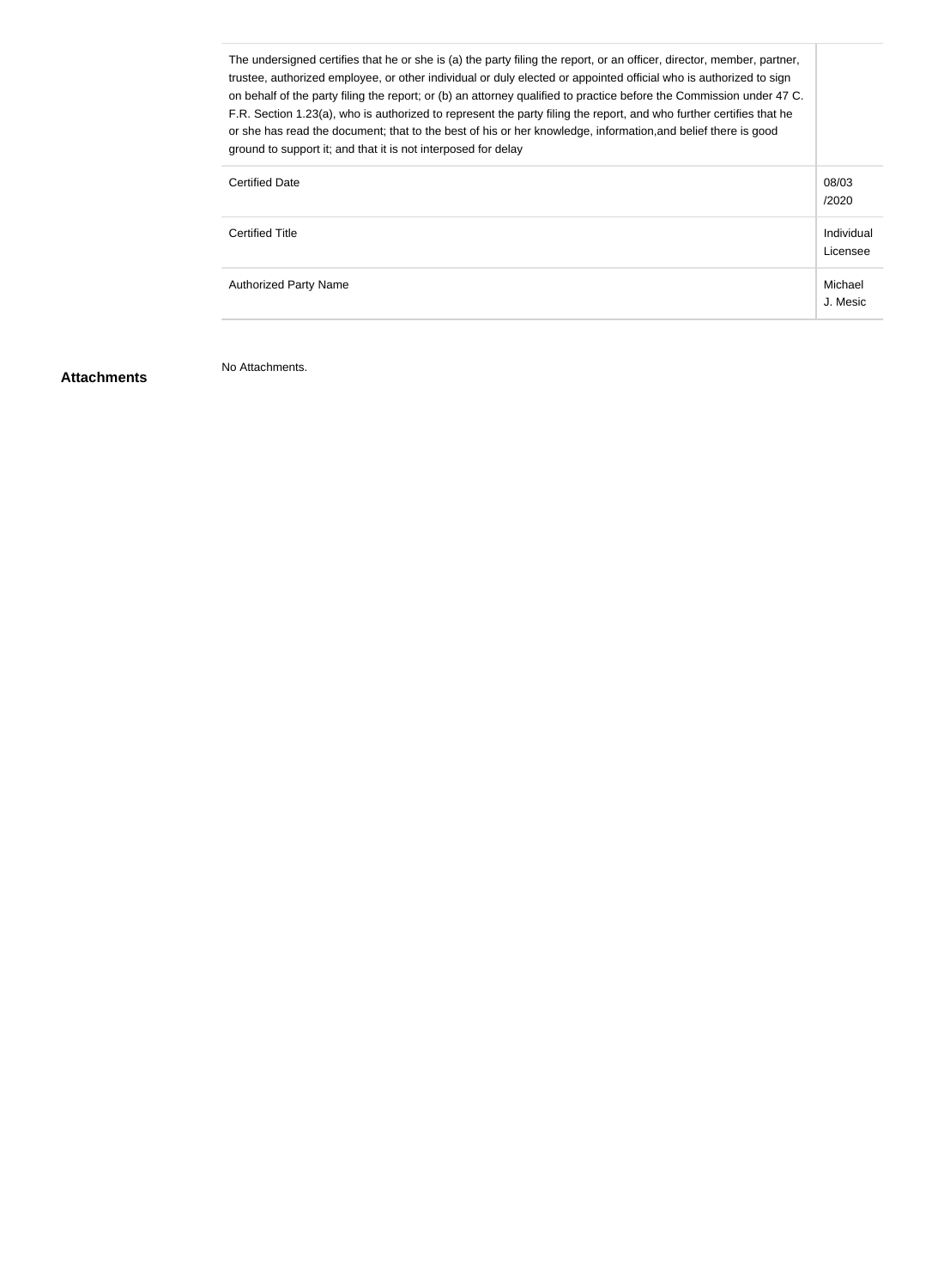| | |
|---|---|
| The undersigned certifies that he or she is (a) the party filing the report, or an officer, director, member, partner, trustee, authorized employee, or other individual or duly elected or appointed official who is authorized to sign on behalf of the party filing the report; or (b) an attorney qualified to practice before the Commission under 47 C.F.R. Section 1.23(a), who is authorized to represent the party filing the report, and who further certifies that he or she has read the document; that to the best of his or her knowledge, information,and belief there is good ground to support it; and that it is not interposed for delay | |
| Certified Date | 08/03/2020 |
| Certified Title | Individual Licensee |
| Authorized Party Name | Michael J. Mesic |

**Attachments**

No Attachments.